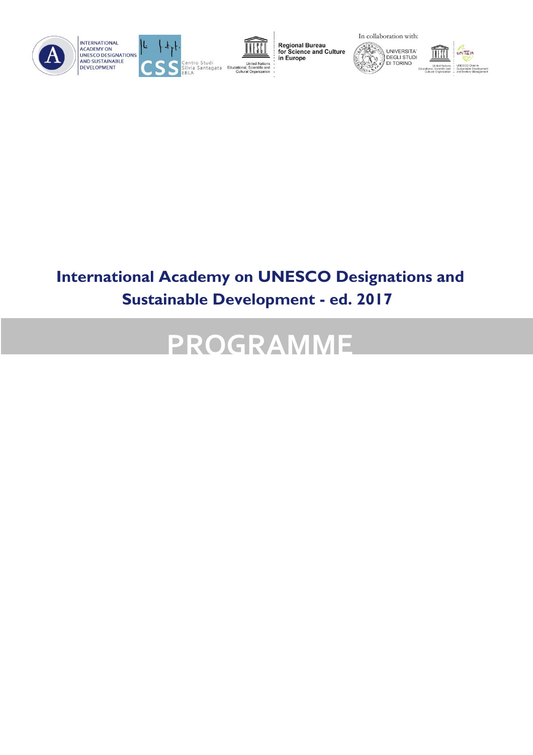INTERNATIONAL ACADEMY ON UNESCO DESIGNATIONS AND SUSTAINABLE DEVELOPMENT

CSS Centro Studi Silvia Santagata EBLA

United Nations Educational, Scientific and Cultural Organization — Regional Bureau for Science and Culture in Europe

In collaboration with:

UNIVERSITA' DEGLI STUDI DI TORINO

United Nations Educational, Scientific and Cultural Organization — UNESCO Chair in Sustainable Development and Territory Management

# International Academy on UNESCO Designations and Sustainable Development - ed. 2017

# PROGRAMME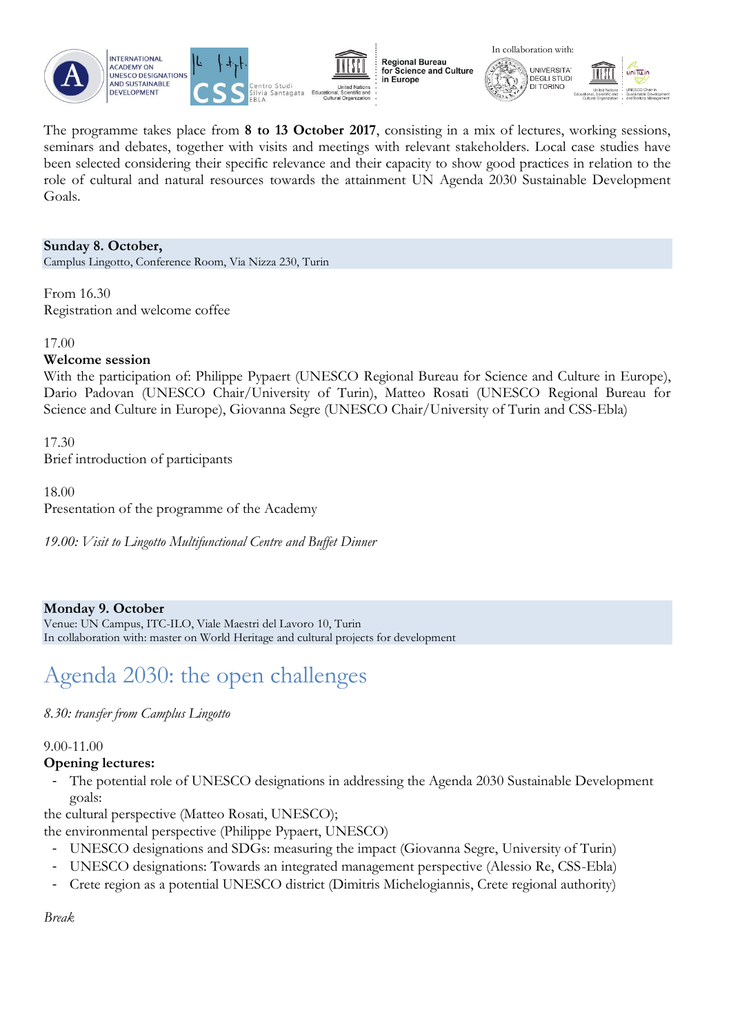INTERNATIONAL ACADEMY ON UNESCO DESIGNATIONS AND SUSTAINABLE DEVELOPMENT | CSS Centro Studi Silvia Santagata EBLA | United Nations Educational, Scientific and Cultural Organization – Regional Bureau for Science and Culture in Europe | In collaboration with: UNIVERSITA' DEGLI STUDI DI TORINO | UNESCO Chair in Sustainable Development and Territory Management

The programme takes place from **8 to 13 October 2017**, consisting in a mix of lectures, working sessions, seminars and debates, together with visits and meetings with relevant stakeholders. Local case studies have been selected considering their specific relevance and their capacity to show good practices in relation to the role of cultural and natural resources towards the attainment UN Agenda 2030 Sustainable Development Goals.

**Sunday 8. October,**
Camplus Lingotto, Conference Room, Via Nizza 230, Turin

From 16.30
Registration and welcome coffee

17.00
**Welcome session**
With the participation of: Philippe Pypaert (UNESCO Regional Bureau for Science and Culture in Europe), Dario Padovan (UNESCO Chair/University of Turin), Matteo Rosati (UNESCO Regional Bureau for Science and Culture in Europe), Giovanna Segre (UNESCO Chair/University of Turin and CSS-Ebla)

17.30
Brief introduction of participants

18.00
Presentation of the programme of the Academy

*19.00: Visit to Lingotto Multifunctional Centre and Buffet Dinner*

**Monday 9. October**
Venue: UN Campus, ITC-ILO, Viale Maestri del Lavoro 10, Turin
In collaboration with: master on World Heritage and cultural projects for development

# Agenda 2030: the open challenges

*8.30: transfer from Camplus Lingotto*

9.00-11.00
**Opening lectures:**

- The potential role of UNESCO designations in addressing the Agenda 2030 Sustainable Development goals:

the cultural perspective (Matteo Rosati, UNESCO);
the environmental perspective (Philippe Pypaert, UNESCO)

- UNESCO designations and SDGs: measuring the impact (Giovanna Segre, University of Turin)
- UNESCO designations: Towards an integrated management perspective (Alessio Re, CSS-Ebla)
- Crete region as a potential UNESCO district (Dimitris Michelogiannis, Crete regional authority)

*Break*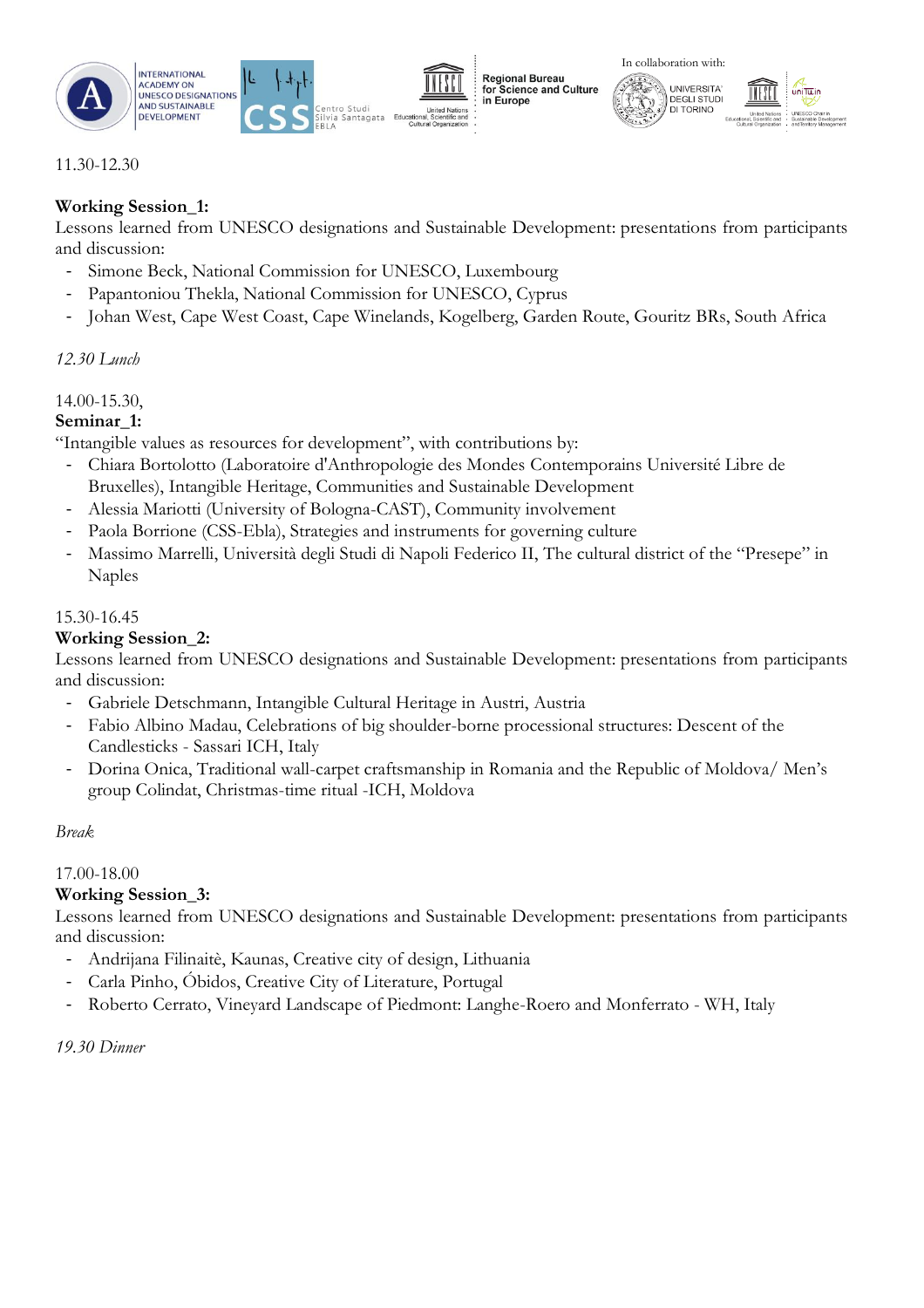11.30-12.30

**Working Session_1:**
Lessons learned from UNESCO designations and Sustainable Development: presentations from participants and discussion:

- Simone Beck, National Commission for UNESCO, Luxembourg
- Papantoniou Thekla, National Commission for UNESCO, Cyprus
- Johan West, Cape West Coast, Cape Winelands, Kogelberg, Garden Route, Gouritz BRs, South Africa

*12.30 Lunch*

14.00-15.30,
**Seminar_1:**
"Intangible values as resources for development", with contributions by:

- Chiara Bortolotto (Laboratoire d'Anthropologie des Mondes Contemporains Université Libre de Bruxelles), Intangible Heritage, Communities and Sustainable Development
- Alessia Mariotti (University of Bologna-CAST), Community involvement
- Paola Borrione (CSS-Ebla), Strategies and instruments for governing culture
- Massimo Marrelli, Università degli Studi di Napoli Federico II, The cultural district of the "Presepe" in Naples

15.30-16.45
**Working Session_2:**
Lessons learned from UNESCO designations and Sustainable Development: presentations from participants and discussion:

- Gabriele Detschmann, Intangible Cultural Heritage in Austri, Austria
- Fabio Albino Madau, Celebrations of big shoulder-borne processional structures: Descent of the Candlesticks - Sassari ICH, Italy
- Dorina Onica, Traditional wall-carpet craftsmanship in Romania and the Republic of Moldova/ Men's group Colindat, Christmas-time ritual -ICH, Moldova

*Break*

17.00-18.00
**Working Session_3:**
Lessons learned from UNESCO designations and Sustainable Development: presentations from participants and discussion:

- Andrijana Filinaitè, Kaunas, Creative city of design, Lithuania
- Carla Pinho, Óbidos, Creative City of Literature, Portugal
- Roberto Cerrato, Vineyard Landscape of Piedmont: Langhe-Roero and Monferrato - WH, Italy

*19.30 Dinner*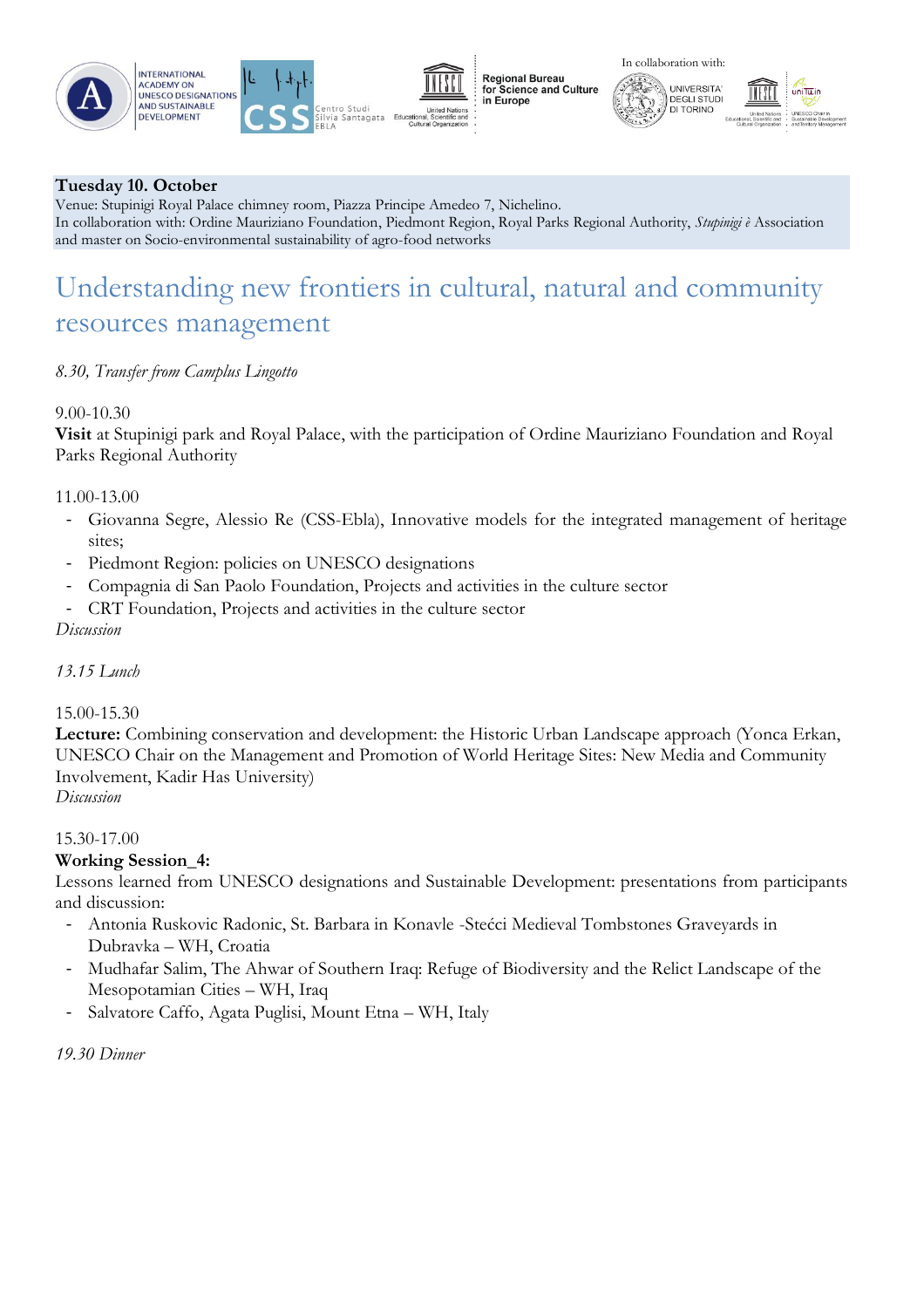**Tuesday 10. October**
Venue: Stupinigi Royal Palace chimney room, Piazza Principe Amedeo 7, Nichelino.
In collaboration with: Ordine Mauriziano Foundation, Piedmont Region, Royal Parks Regional Authority, *Stupinigi è* Association and master on Socio-environmental sustainability of agro-food networks

# Understanding new frontiers in cultural, natural and community resources management

*8.30, Transfer from Camplus Lingotto*

9.00-10.30
**Visit** at Stupinigi park and Royal Palace, with the participation of Ordine Mauriziano Foundation and Royal Parks Regional Authority

11.00-13.00

- Giovanna Segre, Alessio Re (CSS-Ebla), Innovative models for the integrated management of heritage sites;
- Piedmont Region: policies on UNESCO designations
- Compagnia di San Paolo Foundation, Projects and activities in the culture sector
- CRT Foundation, Projects and activities in the culture sector

*Discussion*

*13.15 Lunch*

15.00-15.30
**Lecture:** Combining conservation and development: the Historic Urban Landscape approach (Yonca Erkan, UNESCO Chair on the Management and Promotion of World Heritage Sites: New Media and Community Involvement, Kadir Has University)
*Discussion*

15.30-17.00
**Working Session_4:**
Lessons learned from UNESCO designations and Sustainable Development: presentations from participants and discussion:

- Antonia Ruskovic Radonic, St. Barbara in Konavle -Stećci Medieval Tombstones Graveyards in Dubravka – WH, Croatia
- Mudhafar Salim, The Ahwar of Southern Iraq: Refuge of Biodiversity and the Relict Landscape of the Mesopotamian Cities – WH, Iraq
- Salvatore Caffo, Agata Puglisi, Mount Etna – WH, Italy

*19.30 Dinner*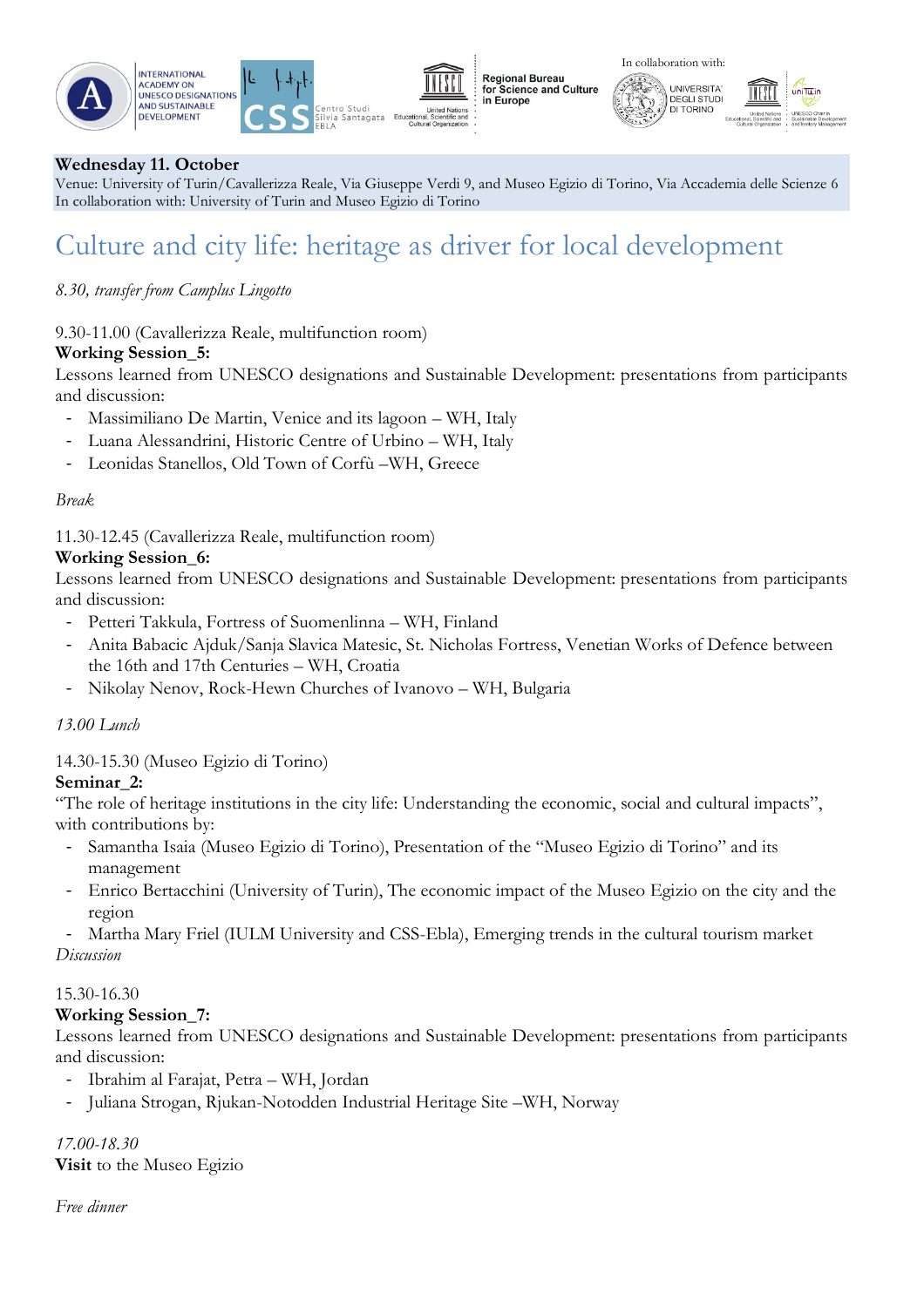**Wednesday 11. October**
Venue: University of Turin/Cavallerizza Reale, Via Giuseppe Verdi 9, and Museo Egizio di Torino, Via Accademia delle Scienze 6
In collaboration with: University of Turin and Museo Egizio di Torino

# Culture and city life: heritage as driver for local development

*8.30, transfer from Camplus Lingotto*

9.30-11.00 (Cavallerizza Reale, multifunction room)
**Working Session_5:**
Lessons learned from UNESCO designations and Sustainable Development: presentations from participants and discussion:

- Massimiliano De Martin, Venice and its lagoon – WH, Italy
- Luana Alessandrini, Historic Centre of Urbino – WH, Italy
- Leonidas Stanellos, Old Town of Corfù –WH, Greece

*Break*

11.30-12.45 (Cavallerizza Reale, multifunction room)
**Working Session_6:**
Lessons learned from UNESCO designations and Sustainable Development: presentations from participants and discussion:

- Petteri Takkula, Fortress of Suomenlinna – WH, Finland
- Anita Babacic Ajduk/Sanja Slavica Matesic, St. Nicholas Fortress, Venetian Works of Defence between the 16th and 17th Centuries – WH, Croatia
- Nikolay Nenov, Rock-Hewn Churches of Ivanovo – WH, Bulgaria

*13.00 Lunch*

14.30-15.30 (Museo Egizio di Torino)
**Seminar_2:**
"The role of heritage institutions in the city life: Understanding the economic, social and cultural impacts", with contributions by:

- Samantha Isaia (Museo Egizio di Torino), Presentation of the "Museo Egizio di Torino" and its management
- Enrico Bertacchini (University of Turin), The economic impact of the Museo Egizio on the city and the region
- Martha Mary Friel (IULM University and CSS-Ebla), Emerging trends in the cultural tourism market

*Discussion*

15.30-16.30
**Working Session_7:**
Lessons learned from UNESCO designations and Sustainable Development: presentations from participants and discussion:

- Ibrahim al Farajat, Petra – WH, Jordan
- Juliana Strogan, Rjukan-Notodden Industrial Heritage Site –WH, Norway

*17.00-18.30*
**Visit** to the Museo Egizio

*Free dinner*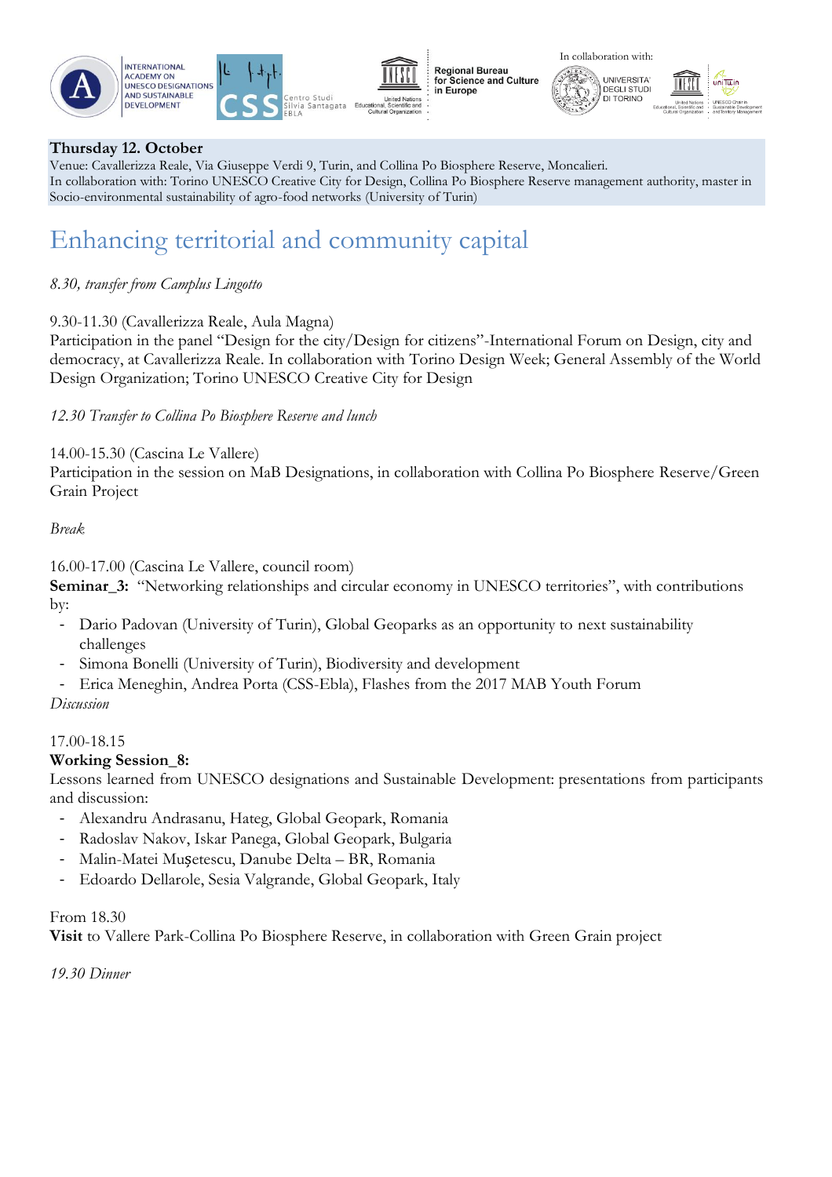**Thursday 12. October**

Venue: Cavallerizza Reale, Via Giuseppe Verdi 9, Turin, and Collina Po Biosphere Reserve, Moncalieri.
In collaboration with: Torino UNESCO Creative City for Design, Collina Po Biosphere Reserve management authority, master in Socio-environmental sustainability of agro-food networks (University of Turin)

# Enhancing territorial and community capital

*8.30, transfer from Camplus Lingotto*

9.30-11.30 (Cavallerizza Reale, Aula Magna)
Participation in the panel "Design for the city/Design for citizens"-International Forum on Design, city and democracy, at Cavallerizza Reale. In collaboration with Torino Design Week; General Assembly of the World Design Organization; Torino UNESCO Creative City for Design

*12.30 Transfer to Collina Po Biosphere Reserve and lunch*

14.00-15.30 (Cascina Le Vallere)
Participation in the session on MaB Designations, in collaboration with Collina Po Biosphere Reserve/Green Grain Project

*Break*

16.00-17.00 (Cascina Le Vallere, council room)
**Seminar_3:** "Networking relationships and circular economy in UNESCO territories", with contributions by:

- Dario Padovan (University of Turin), Global Geoparks as an opportunity to next sustainability challenges
- Simona Bonelli (University of Turin), Biodiversity and development
- Erica Meneghin, Andrea Porta (CSS-Ebla), Flashes from the 2017 MAB Youth Forum

*Discussion*

17.00-18.15
**Working Session_8:**
Lessons learned from UNESCO designations and Sustainable Development: presentations from participants and discussion:

- Alexandru Andrasanu, Hateg, Global Geopark, Romania
- Radoslav Nakov, Iskar Panega, Global Geopark, Bulgaria
- Malin-Matei Mușetescu, Danube Delta – BR, Romania
- Edoardo Dellarole, Sesia Valgrande, Global Geopark, Italy

From 18.30
**Visit** to Vallere Park-Collina Po Biosphere Reserve, in collaboration with Green Grain project

*19.30 Dinner*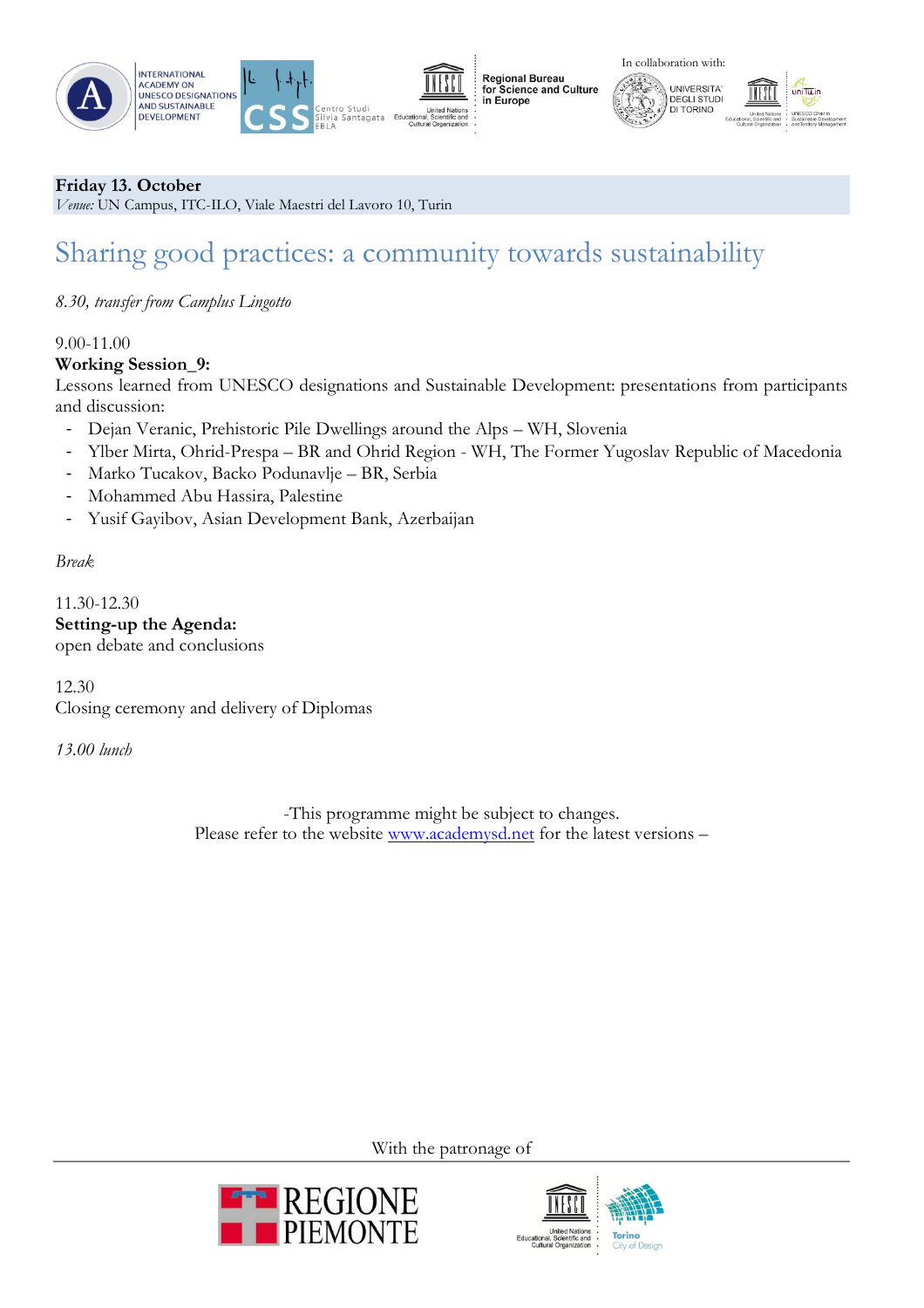**Friday 13. October**
*Venue:* UN Campus, ITC-ILO, Viale Maestri del Lavoro 10, Turin

## Sharing good practices: a community towards sustainability

*8.30, transfer from Camplus Lingotto*

9.00-11.00
**Working Session_9:**
Lessons learned from UNESCO designations and Sustainable Development: presentations from participants and discussion:

- Dejan Veranic, Prehistoric Pile Dwellings around the Alps – WH, Slovenia
- Ylber Mirta, Ohrid-Prespa – BR and Ohrid Region - WH, The Former Yugoslav Republic of Macedonia
- Marko Tucakov, Backo Podunavlje – BR, Serbia
- Mohammed Abu Hassira, Palestine
- Yusif Gayibov, Asian Development Bank, Azerbaijan

*Break*

11.30-12.30
**Setting-up the Agenda:**
open debate and conclusions

12.30
Closing ceremony and delivery of Diplomas

*13.00 lunch*

-This programme might be subject to changes.
Please refer to the website www.academysd.net for the latest versions –

With the patronage of